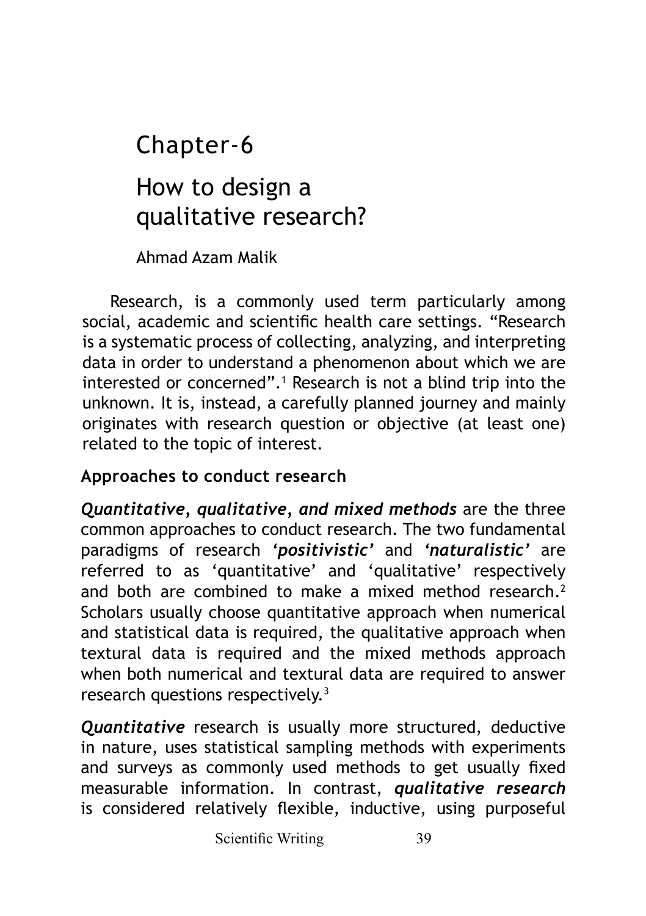# Chapter-6

# How to design a qualitative research?

Ahmad Azam Malik

Research, is a commonly used term particularly among social, academic and scientific health care settings. "Research is a systematic process of collecting, analyzing, and interpreting data in order to understand a phenomenon about which we are interested or concerned".[1] Research is not a blind trip into the unknown. It is, instead, a carefully planned journey and mainly originates with research question or objective (at least one) related to the topic of interest.

## Approaches to conduct research

***Quantitative, qualitative, and mixed methods*** are the three common approaches to conduct research. The two fundamental paradigms of research ***'positivistic'*** and ***'naturalistic'*** are referred to as 'quantitative' and 'qualitative' respectively and both are combined to make a mixed method research.[2] Scholars usually choose quantitative approach when numerical and statistical data is required, the qualitative approach when textural data is required and the mixed methods approach when both numerical and textural data are required to answer research questions respectively.[3]

***Quantitative*** research is usually more structured, deductive in nature, uses statistical sampling methods with experiments and surveys as commonly used methods to get usually fixed measurable information. In contrast, ***qualitative research*** is considered relatively flexible, inductive, using purposeful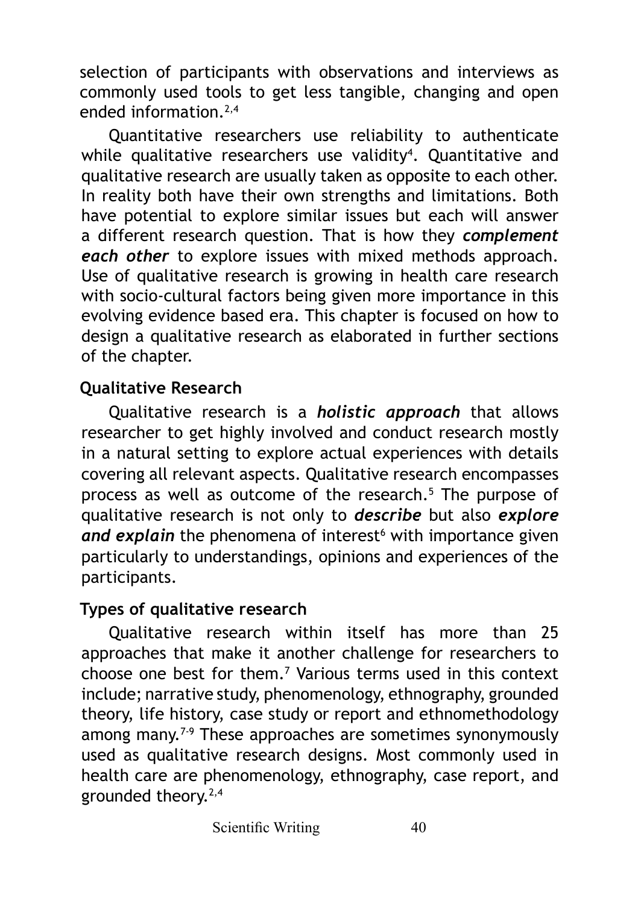selection of participants with observations and interviews as commonly used tools to get less tangible, changing and open ended information.[2,4]

Quantitative researchers use reliability to authenticate while qualitative researchers use validity[4]. Quantitative and qualitative research are usually taken as opposite to each other. In reality both have their own strengths and limitations. Both have potential to explore similar issues but each will answer a different research question. That is how they ***complement each other*** to explore issues with mixed methods approach. Use of qualitative research is growing in health care research with socio-cultural factors being given more importance in this evolving evidence based era. This chapter is focused on how to design a qualitative research as elaborated in further sections of the chapter.

### Qualitative Research

Qualitative research is a ***holistic approach*** that allows researcher to get highly involved and conduct research mostly in a natural setting to explore actual experiences with details covering all relevant aspects. Qualitative research encompasses process as well as outcome of the research.[5] The purpose of qualitative research is not only to ***describe*** but also ***explore and explain*** the phenomena of interest[6] with importance given particularly to understandings, opinions and experiences of the participants.

### Types of qualitative research

Qualitative research within itself has more than 25 approaches that make it another challenge for researchers to choose one best for them.[7] Various terms used in this context include; narrative study, phenomenology, ethnography, grounded theory, life history, case study or report and ethnomethodology among many.[7-9] These approaches are sometimes synonymously used as qualitative research designs. Most commonly used in health care are phenomenology, ethnography, case report, and grounded theory.[2,4]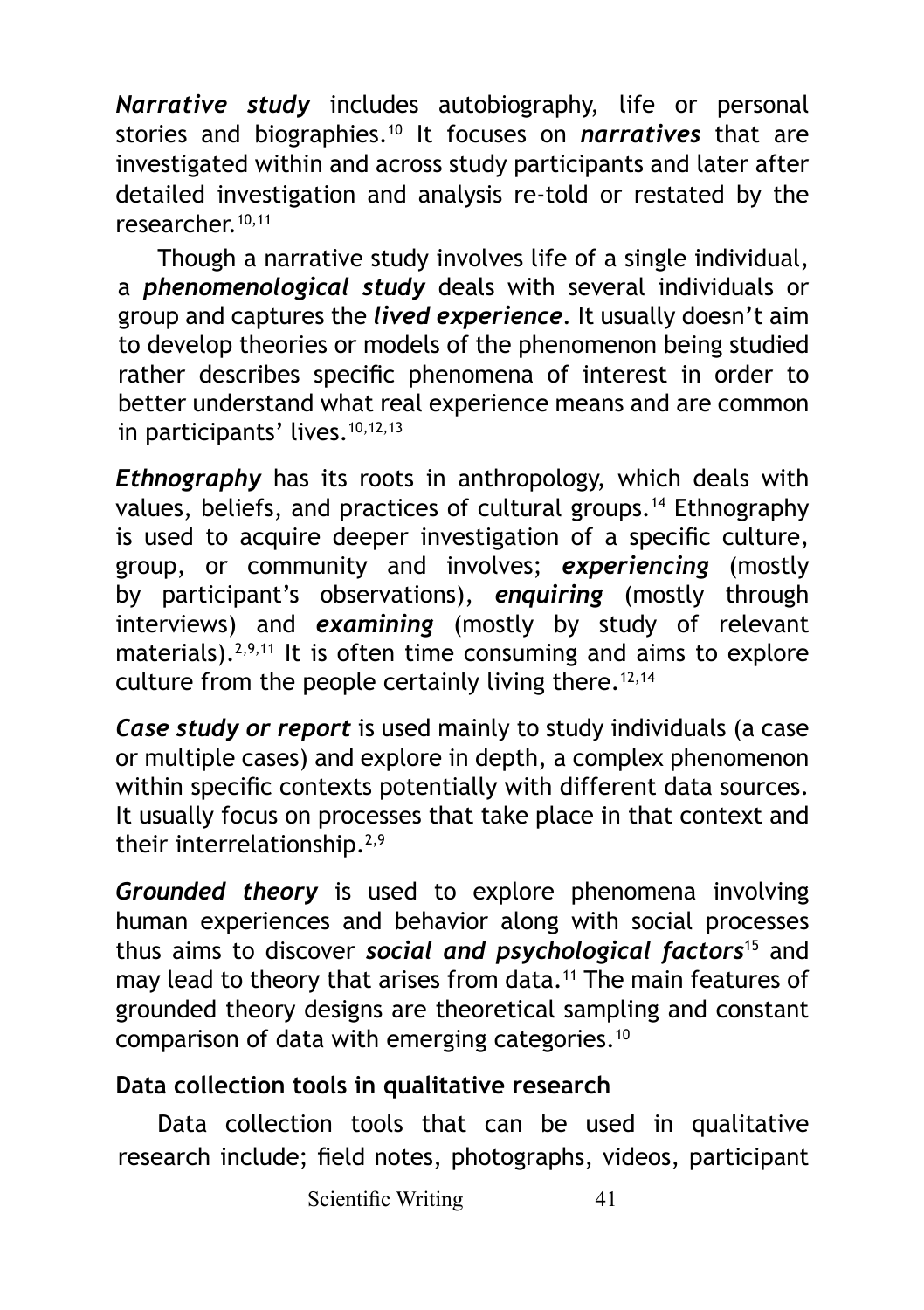***Narrative study*** includes autobiography, life or personal stories and biographies.[10] It focuses on ***narratives*** that are investigated within and across study participants and later after detailed investigation and analysis re-told or restated by the researcher.[10,11]

Though a narrative study involves life of a single individual, a ***phenomenological study*** deals with several individuals or group and captures the ***lived experience***. It usually doesn't aim to develop theories or models of the phenomenon being studied rather describes specific phenomena of interest in order to better understand what real experience means and are common in participants' lives.[10,12,13]

***Ethnography*** has its roots in anthropology, which deals with values, beliefs, and practices of cultural groups.[14] Ethnography is used to acquire deeper investigation of a specific culture, group, or community and involves; ***experiencing*** (mostly by participant's observations), ***enquiring*** (mostly through interviews) and ***examining*** (mostly by study of relevant materials).[2,9,11] It is often time consuming and aims to explore culture from the people certainly living there.[12,14]

***Case study or report*** is used mainly to study individuals (a case or multiple cases) and explore in depth, a complex phenomenon within specific contexts potentially with different data sources. It usually focus on processes that take place in that context and their interrelationship.[2,9]

***Grounded theory*** is used to explore phenomena involving human experiences and behavior along with social processes thus aims to discover ***social and psychological factors***[15] and may lead to theory that arises from data.[11] The main features of grounded theory designs are theoretical sampling and constant comparison of data with emerging categories.[10]

**Data collection tools in qualitative research**

Data collection tools that can be used in qualitative research include; field notes, photographs, videos, participant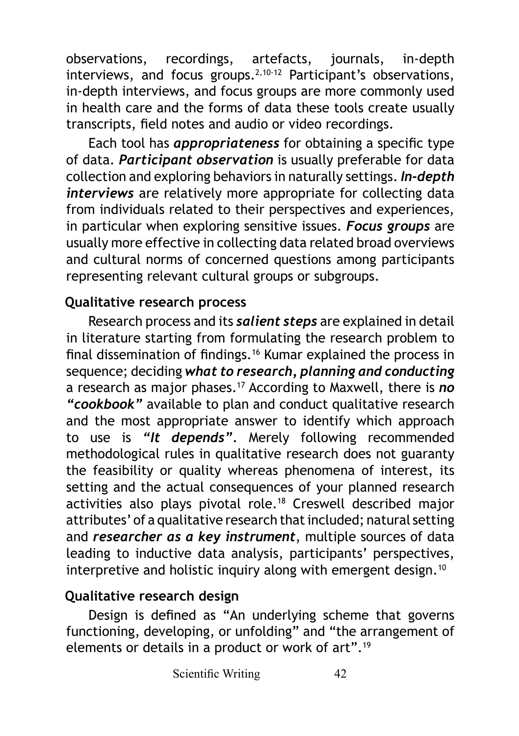observations, recordings, artefacts, journals, in-depth interviews, and focus groups.[2,10-12] Participant's observations, in-depth interviews, and focus groups are more commonly used in health care and the forms of data these tools create usually transcripts, field notes and audio or video recordings.

Each tool has ***appropriateness*** for obtaining a specific type of data. ***Participant observation*** is usually preferable for data collection and exploring behaviors in naturally settings. ***In-depth interviews*** are relatively more appropriate for collecting data from individuals related to their perspectives and experiences, in particular when exploring sensitive issues. ***Focus groups*** are usually more effective in collecting data related broad overviews and cultural norms of concerned questions among participants representing relevant cultural groups or subgroups.

### Qualitative research process

Research process and its ***salient steps*** are explained in detail in literature starting from formulating the research problem to final dissemination of findings.[16] Kumar explained the process in sequence; deciding ***what to research, planning and conducting*** a research as major phases.[17] According to Maxwell, there is ***no "cookbook"*** available to plan and conduct qualitative research and the most appropriate answer to identify which approach to use is ***"It depends"***. Merely following recommended methodological rules in qualitative research does not guaranty the feasibility or quality whereas phenomena of interest, its setting and the actual consequences of your planned research activities also plays pivotal role.[18] Creswell described major attributes' of a qualitative research that included; natural setting and ***researcher as a key instrument***, multiple sources of data leading to inductive data analysis, participants' perspectives, interpretive and holistic inquiry along with emergent design.[10]

### Qualitative research design

Design is defined as "An underlying scheme that governs functioning, developing, or unfolding" and "the arrangement of elements or details in a product or work of art".[19]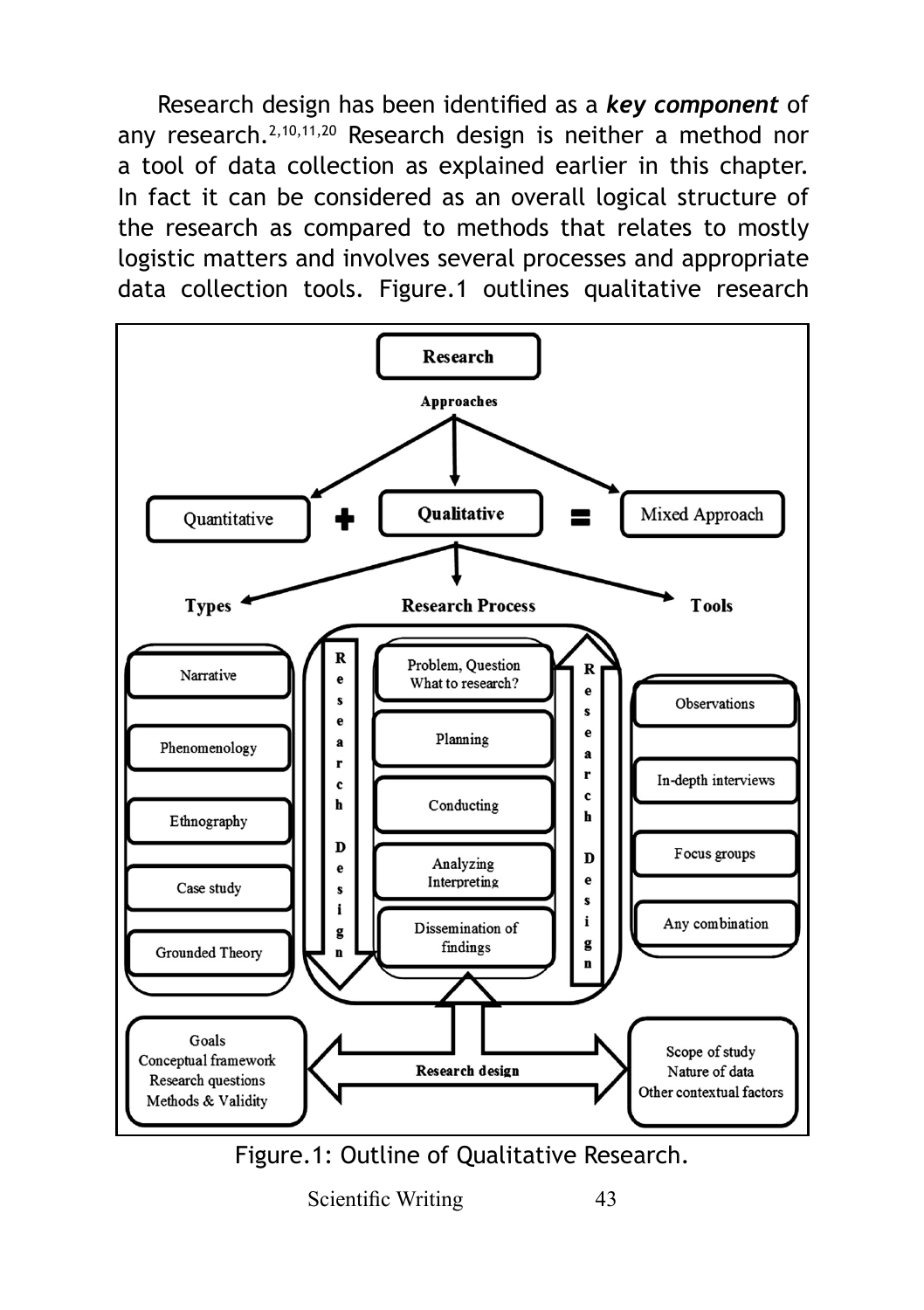Research design has been identified as a ***key component*** of any research.[2,10,11,20] Research design is neither a method nor a tool of data collection as explained earlier in this chapter. In fact it can be considered as an overall logical structure of the research as compared to methods that relates to mostly logistic matters and involves several processes and appropriate data collection tools. Figure.1 outlines qualitative research

Figure.1: Outline of Qualitative Research.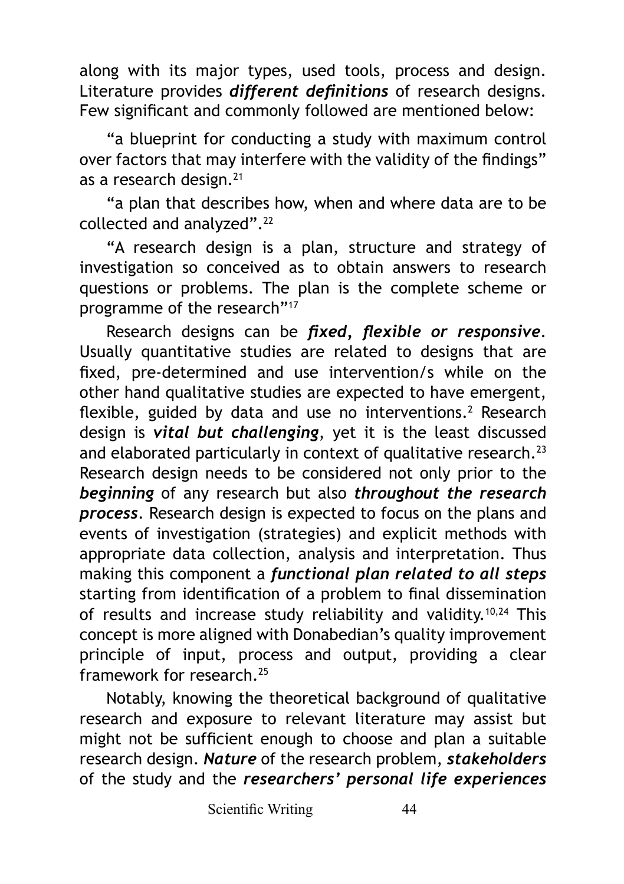along with its major types, used tools, process and design. Literature provides ***different definitions*** of research designs. Few significant and commonly followed are mentioned below:

"a blueprint for conducting a study with maximum control over factors that may interfere with the validity of the findings" as a research design.[21]

"a plan that describes how, when and where data are to be collected and analyzed".[22]

"A research design is a plan, structure and strategy of investigation so conceived as to obtain answers to research questions or problems. The plan is the complete scheme or programme of the research"[17]

Research designs can be ***fixed, flexible or responsive***. Usually quantitative studies are related to designs that are fixed, pre-determined and use intervention/s while on the other hand qualitative studies are expected to have emergent, flexible, guided by data and use no interventions.[2] Research design is ***vital but challenging***, yet it is the least discussed and elaborated particularly in context of qualitative research.[23] Research design needs to be considered not only prior to the ***beginning*** of any research but also ***throughout the research process***. Research design is expected to focus on the plans and events of investigation (strategies) and explicit methods with appropriate data collection, analysis and interpretation. Thus making this component a ***functional plan related to all steps*** starting from identification of a problem to final dissemination of results and increase study reliability and validity.[10,24] This concept is more aligned with Donabedian's quality improvement principle of input, process and output, providing a clear framework for research.[25]

Notably, knowing the theoretical background of qualitative research and exposure to relevant literature may assist but might not be sufficient enough to choose and plan a suitable research design. ***Nature*** of the research problem, ***stakeholders*** of the study and the ***researchers' personal life experiences***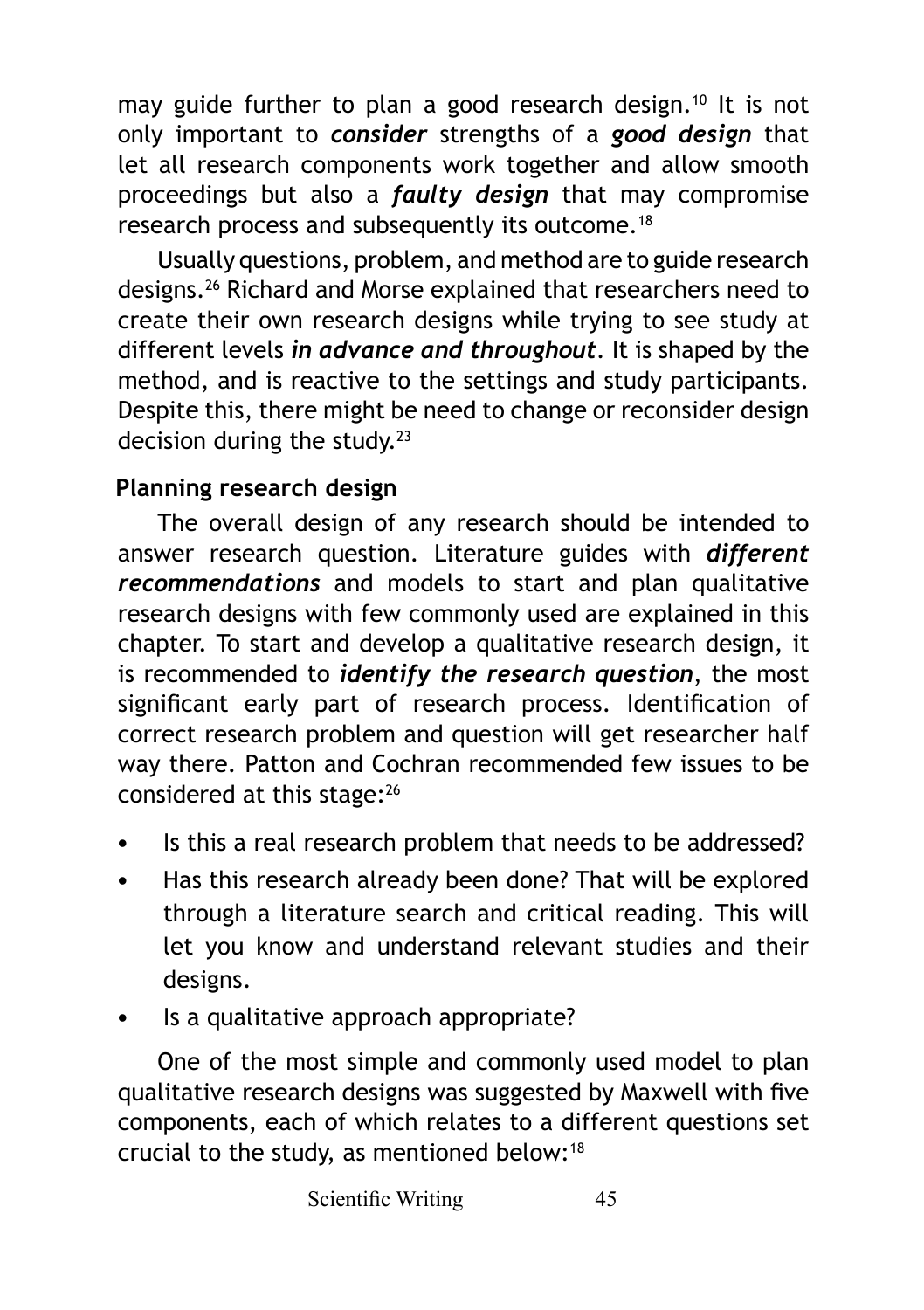may guide further to plan a good research design.[10] It is not only important to ***consider*** strengths of a ***good design*** that let all research components work together and allow smooth proceedings but also a ***faulty design*** that may compromise research process and subsequently its outcome.[18]

Usually questions, problem, and method are to guide research designs.[26] Richard and Morse explained that researchers need to create their own research designs while trying to see study at different levels ***in advance and throughout***. It is shaped by the method, and is reactive to the settings and study participants. Despite this, there might be need to change or reconsider design decision during the study.[23]

## Planning research design

The overall design of any research should be intended to answer research question. Literature guides with ***different recommendations*** and models to start and plan qualitative research designs with few commonly used are explained in this chapter. To start and develop a qualitative research design, it is recommended to ***identify the research question***, the most significant early part of research process. Identification of correct research problem and question will get researcher half way there. Patton and Cochran recommended few issues to be considered at this stage:[26]

- Is this a real research problem that needs to be addressed?
- Has this research already been done? That will be explored through a literature search and critical reading. This will let you know and understand relevant studies and their designs.
- Is a qualitative approach appropriate?

One of the most simple and commonly used model to plan qualitative research designs was suggested by Maxwell with five components, each of which relates to a different questions set crucial to the study, as mentioned below:[18]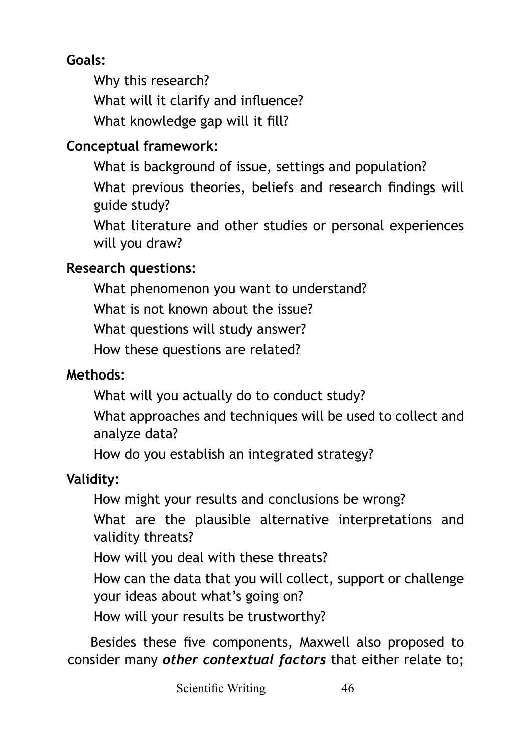**Goals:**

Why this research?

What will it clarify and influence?

What knowledge gap will it fill?

**Conceptual framework:**

What is background of issue, settings and population?

What previous theories, beliefs and research findings will guide study?

What literature and other studies or personal experiences will you draw?

**Research questions:**

What phenomenon you want to understand?

What is not known about the issue?

What questions will study answer?

How these questions are related?

**Methods:**

What will you actually do to conduct study?

What approaches and techniques will be used to collect and analyze data?

How do you establish an integrated strategy?

**Validity:**

How might your results and conclusions be wrong?

What are the plausible alternative interpretations and validity threats?

How will you deal with these threats?

How can the data that you will collect, support or challenge your ideas about what's going on?

How will your results be trustworthy?

Besides these five components, Maxwell also proposed to consider many ***other contextual factors*** that either relate to;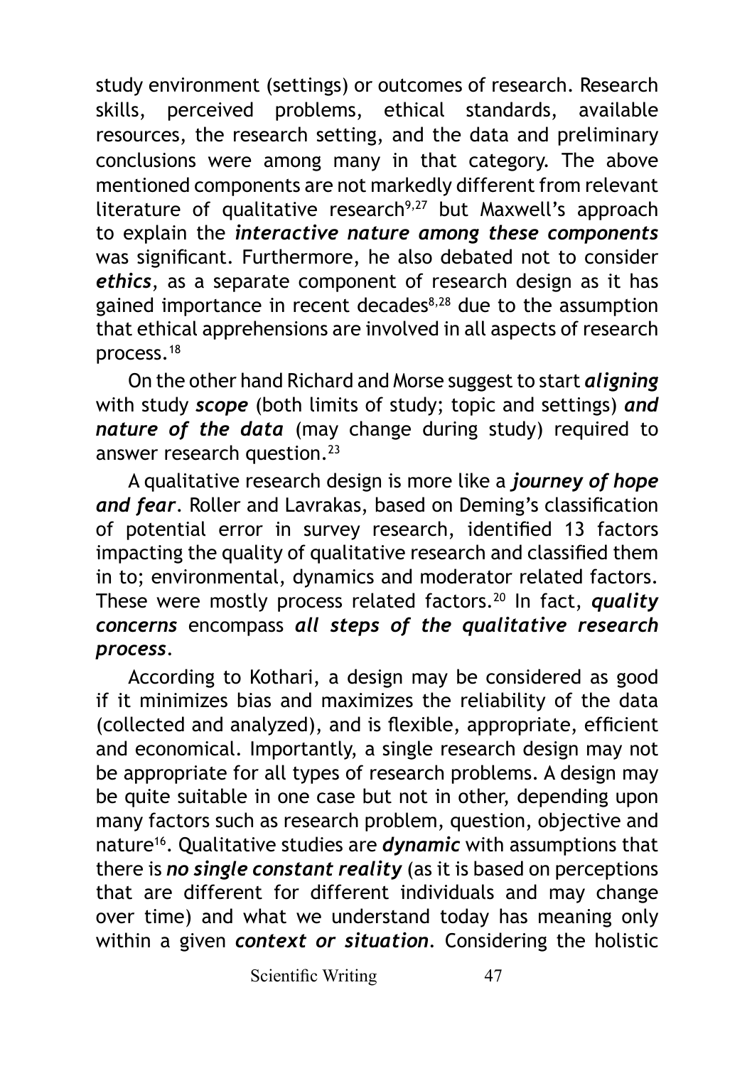study environment (settings) or outcomes of research. Research skills, perceived problems, ethical standards, available resources, the research setting, and the data and preliminary conclusions were among many in that category. The above mentioned components are not markedly different from relevant literature of qualitative research[9,27] but Maxwell's approach to explain the ***interactive nature among these components*** was significant. Furthermore, he also debated not to consider ***ethics***, as a separate component of research design as it has gained importance in recent decades[8,28] due to the assumption that ethical apprehensions are involved in all aspects of research process.[18]

On the other hand Richard and Morse suggest to start ***aligning*** with study ***scope*** (both limits of study; topic and settings) ***and nature of the data*** (may change during study) required to answer research question.[23]

A qualitative research design is more like a ***journey of hope and fear***. Roller and Lavrakas, based on Deming's classification of potential error in survey research, identified 13 factors impacting the quality of qualitative research and classified them in to; environmental, dynamics and moderator related factors. These were mostly process related factors.[20] In fact, ***quality concerns*** encompass ***all steps of the qualitative research process***.

According to Kothari, a design may be considered as good if it minimizes bias and maximizes the reliability of the data (collected and analyzed), and is flexible, appropriate, efficient and economical. Importantly, a single research design may not be appropriate for all types of research problems. A design may be quite suitable in one case but not in other, depending upon many factors such as research problem, question, objective and nature[16]. Qualitative studies are ***dynamic*** with assumptions that there is ***no single constant reality*** (as it is based on perceptions that are different for different individuals and may change over time) and what we understand today has meaning only within a given ***context or situation***. Considering the holistic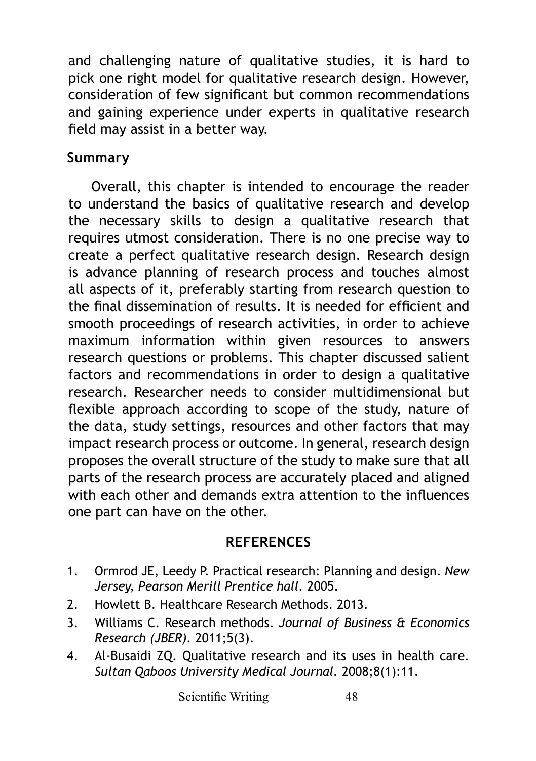and challenging nature of qualitative studies, it is hard to pick one right model for qualitative research design. However, consideration of few significant but common recommendations and gaining experience under experts in qualitative research field may assist in a better way.

## Summary

Overall, this chapter is intended to encourage the reader to understand the basics of qualitative research and develop the necessary skills to design a qualitative research that requires utmost consideration. There is no one precise way to create a perfect qualitative research design. Research design is advance planning of research process and touches almost all aspects of it, preferably starting from research question to the final dissemination of results. It is needed for efficient and smooth proceedings of research activities, in order to achieve maximum information within given resources to answers research questions or problems. This chapter discussed salient factors and recommendations in order to design a qualitative research. Researcher needs to consider multidimensional but flexible approach according to scope of the study, nature of the data, study settings, resources and other factors that may impact research process or outcome. In general, research design proposes the overall structure of the study to make sure that all parts of the research process are accurately placed and aligned with each other and demands extra attention to the influences one part can have on the other.

## REFERENCES

1. Ormrod JE, Leedy P. Practical research: Planning and design. *New Jersey, Pearson Merill Prentice hall*. 2005.
2. Howlett B. Healthcare Research Methods. 2013.
3. Williams C. Research methods. *Journal of Business & Economics Research (JBER)*. 2011;5(3).
4. Al-Busaidi ZQ. Qualitative research and its uses in health care. *Sultan Qaboos University Medical Journal*. 2008;8(1):11.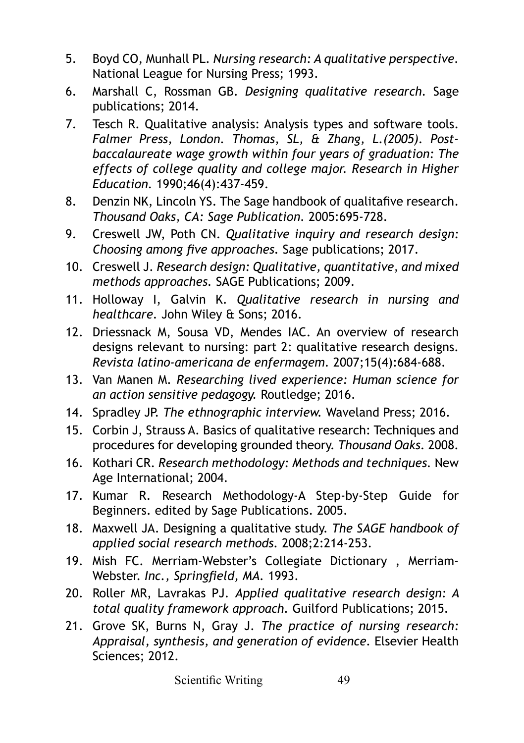5. Boyd CO, Munhall PL. *Nursing research: A qualitative perspective*. National League for Nursing Press; 1993.
6. Marshall C, Rossman GB. *Designing qualitative research*. Sage publications; 2014.
7. Tesch R. Qualitative analysis: Analysis types and software tools. *Falmer Press, London. Thomas, SL, & Zhang, L.(2005). Post-baccalaureate wage growth within four years of graduation: The effects of college quality and college major. Research in Higher Education*. 1990;46(4):437-459.
8. Denzin NK, Lincoln YS. The Sage handbook of qualitafive research. *Thousand Oaks, CA: Sage Publication*. 2005:695-728.
9. Creswell JW, Poth CN. *Qualitative inquiry and research design: Choosing among five approaches*. Sage publications; 2017.
10. Creswell J. *Research design: Qualitative, quantitative, and mixed methods approaches*. SAGE Publications; 2009.
11. Holloway I, Galvin K. *Qualitative research in nursing and healthcare*. John Wiley & Sons; 2016.
12. Driessnack M, Sousa VD, Mendes IAC. An overview of research designs relevant to nursing: part 2: qualitative research designs. *Revista latino-americana de enfermagem*. 2007;15(4):684-688.
13. Van Manen M. *Researching lived experience: Human science for an action sensitive pedagogy.* Routledge; 2016.
14. Spradley JP. *The ethnographic interview.* Waveland Press; 2016.
15. Corbin J, Strauss A. Basics of qualitative research: Techniques and procedures for developing grounded theory. *Thousand Oaks*. 2008.
16. Kothari CR. *Research methodology: Methods and techniques*. New Age International; 2004.
17. Kumar R. Research Methodology-A Step-by-Step Guide for Beginners. edited by Sage Publications. 2005.
18. Maxwell JA. Designing a qualitative study. *The SAGE handbook of applied social research methods*. 2008;2:214-253.
19. Mish FC. Merriam-Webster's Collegiate Dictionary , Merriam-Webster. *Inc., Springfield, MA*. 1993.
20. Roller MR, Lavrakas PJ. *Applied qualitative research design: A total quality framework approach*. Guilford Publications; 2015.
21. Grove SK, Burns N, Gray J. *The practice of nursing research: Appraisal, synthesis, and generation of evidence*. Elsevier Health Sciences; 2012.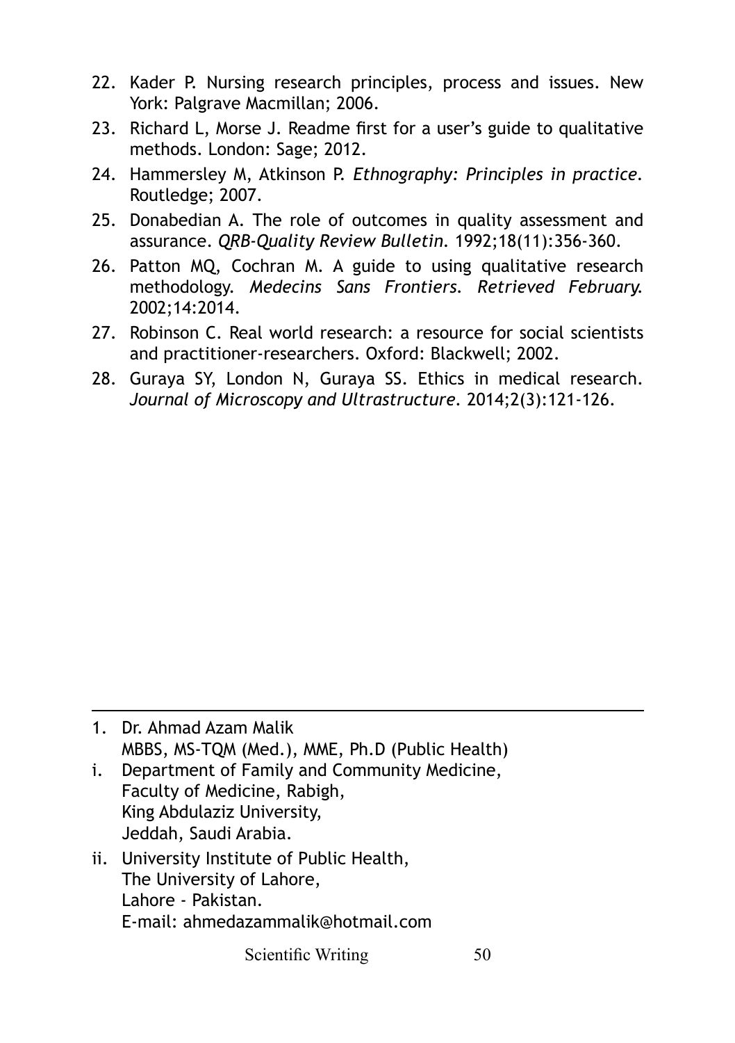22. Kader P. Nursing research principles, process and issues. New York: Palgrave Macmillan; 2006.
23. Richard L, Morse J. Readme first for a user's guide to qualitative methods. London: Sage; 2012.
24. Hammersley M, Atkinson P. *Ethnography: Principles in practice*. Routledge; 2007.
25. Donabedian A. The role of outcomes in quality assessment and assurance. *QRB-Quality Review Bulletin*. 1992;18(11):356-360.
26. Patton MQ, Cochran M. A guide to using qualitative research methodology. *Medecins Sans Frontiers. Retrieved February*. 2002;14:2014.
27. Robinson C. Real world research: a resource for social scientists and practitioner-researchers. Oxford: Blackwell; 2002.
28. Guraya SY, London N, Guraya SS. Ethics in medical research. *Journal of Microscopy and Ultrastructure*. 2014;2(3):121-126.

---

1. Dr. Ahmad Azam Malik
   MBBS, MS-TQM (Med.), MME, Ph.D (Public Health)

i. Department of Family and Community Medicine,
   Faculty of Medicine, Rabigh,
   King Abdulaziz University,
   Jeddah, Saudi Arabia.

ii. University Institute of Public Health,
   The University of Lahore,
   Lahore - Pakistan.
   E-mail: ahmedazammalik@hotmail.com